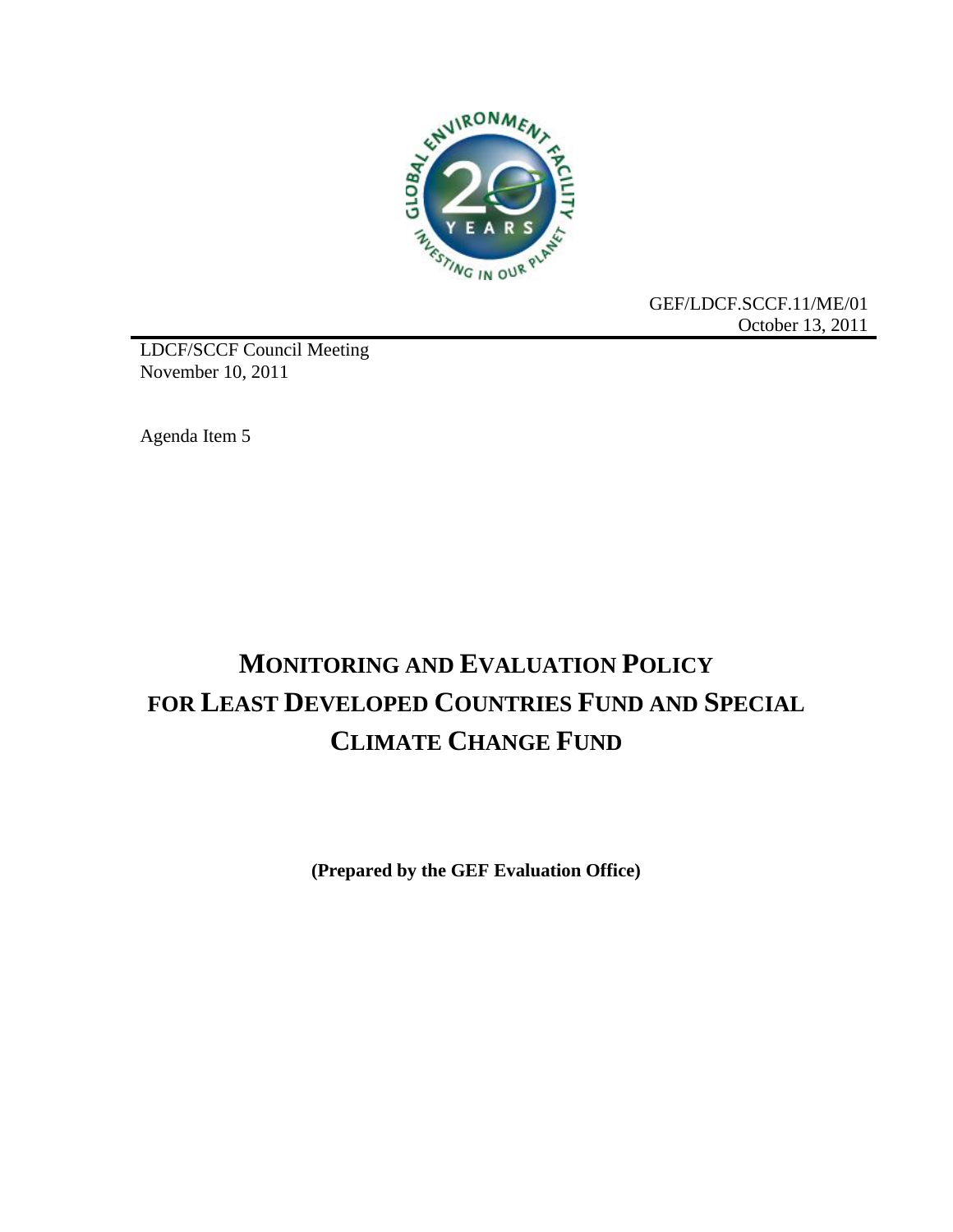GEF/LDCF.SCCF.11/ME/01
October 13, 2011

LDCF/SCCF Council Meeting
November 10, 2011

Agenda Item 5

# MONITORING AND EVALUATION POLICY FOR LEAST DEVELOPED COUNTRIES FUND AND SPECIAL CLIMATE CHANGE FUND

**(Prepared by the GEF Evaluation Office)**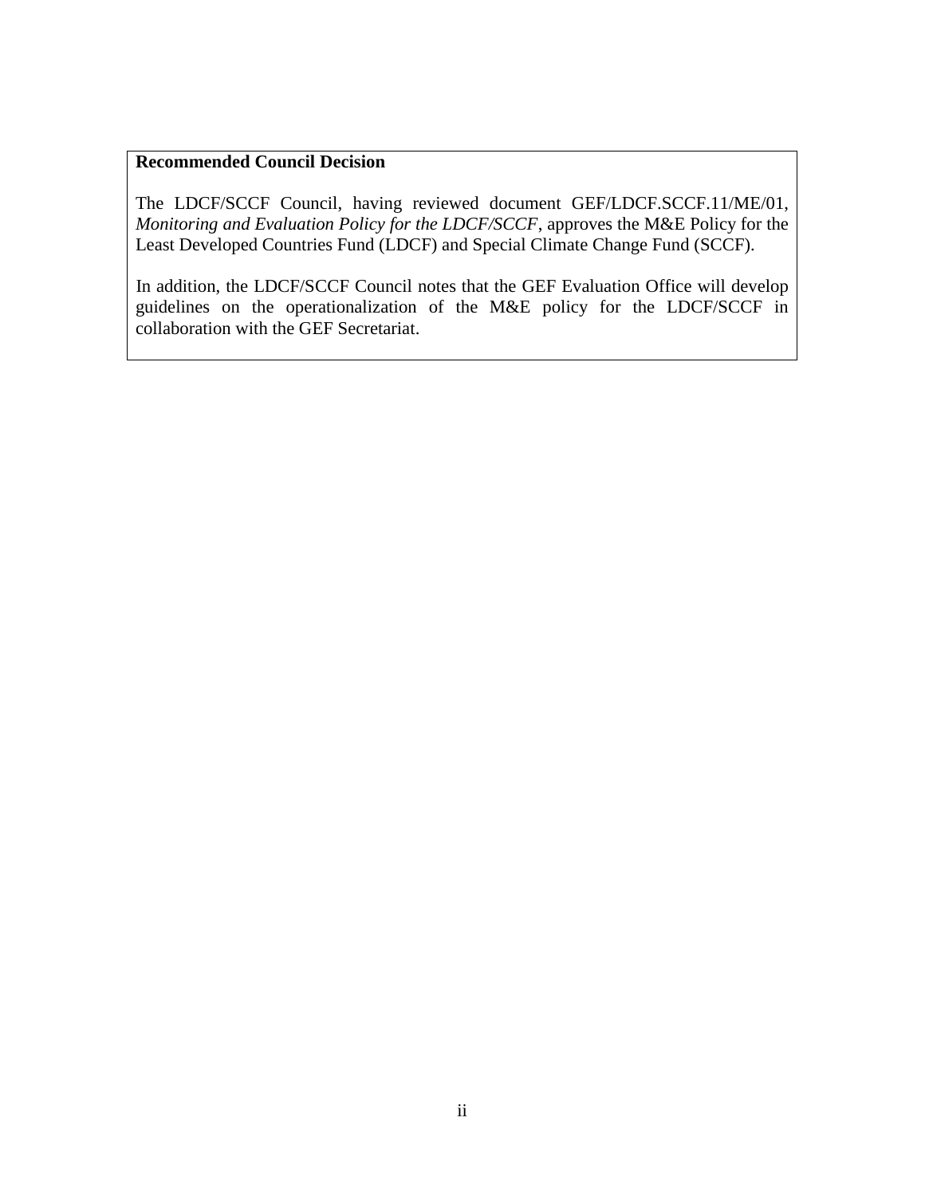**Recommended Council Decision**

The LDCF/SCCF Council, having reviewed document GEF/LDCF.SCCF.11/ME/01, *Monitoring and Evaluation Policy for the LDCF/SCCF*, approves the M&E Policy for the Least Developed Countries Fund (LDCF) and Special Climate Change Fund (SCCF).

In addition, the LDCF/SCCF Council notes that the GEF Evaluation Office will develop guidelines on the operationalization of the M&E policy for the LDCF/SCCF in collaboration with the GEF Secretariat.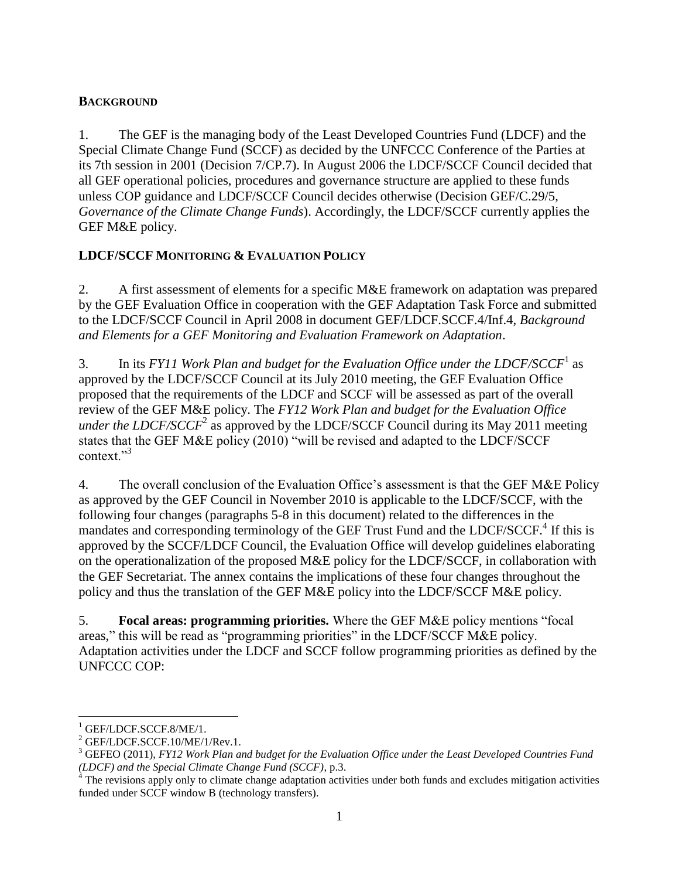## BACKGROUND

1. The GEF is the managing body of the Least Developed Countries Fund (LDCF) and the Special Climate Change Fund (SCCF) as decided by the UNFCCC Conference of the Parties at its 7th session in 2001 (Decision 7/CP.7). In August 2006 the LDCF/SCCF Council decided that all GEF operational policies, procedures and governance structure are applied to these funds unless COP guidance and LDCF/SCCF Council decides otherwise (Decision GEF/C.29/5, *Governance of the Climate Change Funds*). Accordingly, the LDCF/SCCF currently applies the GEF M&E policy.

## LDCF/SCCF MONITORING & EVALUATION POLICY

2. A first assessment of elements for a specific M&E framework on adaptation was prepared by the GEF Evaluation Office in cooperation with the GEF Adaptation Task Force and submitted to the LDCF/SCCF Council in April 2008 in document GEF/LDCF.SCCF.4/Inf.4, *Background and Elements for a GEF Monitoring and Evaluation Framework on Adaptation*.

3. In its *FY11 Work Plan and budget for the Evaluation Office under the LDCF/SCCF*[1] as approved by the LDCF/SCCF Council at its July 2010 meeting, the GEF Evaluation Office proposed that the requirements of the LDCF and SCCF will be assessed as part of the overall review of the GEF M&E policy. The *FY12 Work Plan and budget for the Evaluation Office under the LDCF/SCCF*[2] as approved by the LDCF/SCCF Council during its May 2011 meeting states that the GEF M&E policy (2010) "will be revised and adapted to the LDCF/SCCF context."[3]

4. The overall conclusion of the Evaluation Office's assessment is that the GEF M&E Policy as approved by the GEF Council in November 2010 is applicable to the LDCF/SCCF, with the following four changes (paragraphs 5-8 in this document) related to the differences in the mandates and corresponding terminology of the GEF Trust Fund and the LDCF/SCCF.[4] If this is approved by the SCCF/LDCF Council, the Evaluation Office will develop guidelines elaborating on the operationalization of the proposed M&E policy for the LDCF/SCCF, in collaboration with the GEF Secretariat. The annex contains the implications of these four changes throughout the policy and thus the translation of the GEF M&E policy into the LDCF/SCCF M&E policy.

5. **Focal areas: programming priorities.** Where the GEF M&E policy mentions "focal areas," this will be read as "programming priorities" in the LDCF/SCCF M&E policy. Adaptation activities under the LDCF and SCCF follow programming priorities as defined by the UNFCCC COP:

---

[1] GEF/LDCF.SCCF.8/ME/1.

[2] GEF/LDCF.SCCF.10/ME/1/Rev.1.

[3] GEFEO (2011), *FY12 Work Plan and budget for the Evaluation Office under the Least Developed Countries Fund (LDCF) and the Special Climate Change Fund (SCCF)*, p.3.

[4] The revisions apply only to climate change adaptation activities under both funds and excludes mitigation activities funded under SCCF window B (technology transfers).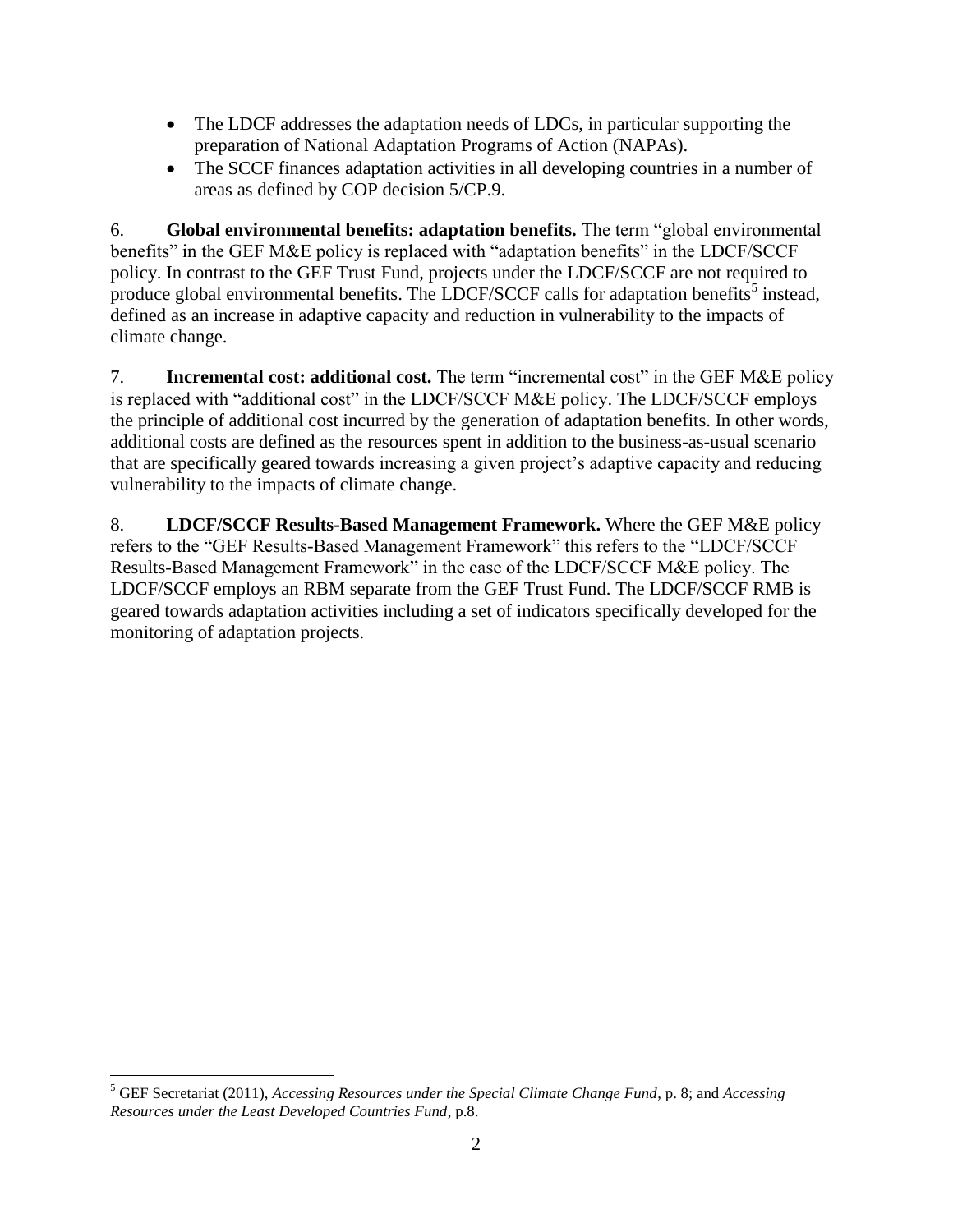- The LDCF addresses the adaptation needs of LDCs, in particular supporting the preparation of National Adaptation Programs of Action (NAPAs).
- The SCCF finances adaptation activities in all developing countries in a number of areas as defined by COP decision 5/CP.9.

6. **Global environmental benefits: adaptation benefits.** The term "global environmental benefits" in the GEF M&E policy is replaced with "adaptation benefits" in the LDCF/SCCF policy. In contrast to the GEF Trust Fund, projects under the LDCF/SCCF are not required to produce global environmental benefits. The LDCF/SCCF calls for adaptation benefits[5] instead, defined as an increase in adaptive capacity and reduction in vulnerability to the impacts of climate change.

7. **Incremental cost: additional cost.** The term "incremental cost" in the GEF M&E policy is replaced with "additional cost" in the LDCF/SCCF M&E policy. The LDCF/SCCF employs the principle of additional cost incurred by the generation of adaptation benefits. In other words, additional costs are defined as the resources spent in addition to the business-as-usual scenario that are specifically geared towards increasing a given project's adaptive capacity and reducing vulnerability to the impacts of climate change.

8. **LDCF/SCCF Results-Based Management Framework.** Where the GEF M&E policy refers to the "GEF Results-Based Management Framework" this refers to the "LDCF/SCCF Results-Based Management Framework" in the case of the LDCF/SCCF M&E policy. The LDCF/SCCF employs an RBM separate from the GEF Trust Fund. The LDCF/SCCF RMB is geared towards adaptation activities including a set of indicators specifically developed for the monitoring of adaptation projects.

---

[5] GEF Secretariat (2011), *Accessing Resources under the Special Climate Change Fund*, p. 8; and *Accessing Resources under the Least Developed Countries Fund*, p.8.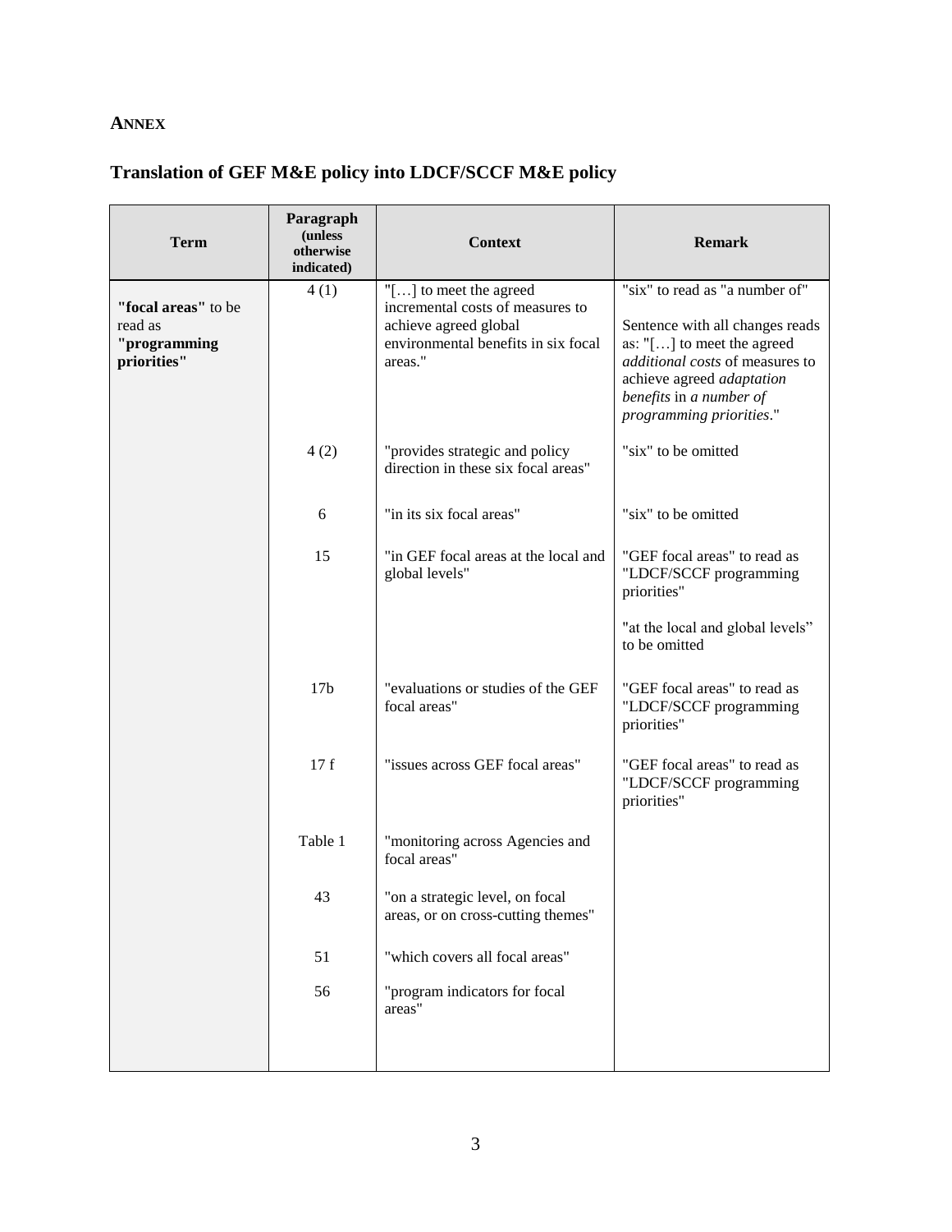## ANNEX

## Translation of GEF M&E policy into LDCF/SCCF M&E policy

| Term | Paragraph (unless otherwise indicated) | Context | Remark |
|---|---|---|---|
| **"focal areas"** to be read as **"programming priorities"** | 4 (1) | "[…] to meet the agreed incremental costs of measures to achieve agreed global environmental benefits in six focal areas." | "six" to read as "a number of"<br><br>Sentence with all changes reads as: "[…] to meet the agreed *additional costs* of measures to achieve agreed *adaptation benefits* in *a number of programming priorities*." |
| | 4 (2) | "provides strategic and policy direction in these six focal areas" | "six" to be omitted |
| | 6 | "in its six focal areas" | "six" to be omitted |
| | 15 | "in GEF focal areas at the local and global levels" | "GEF focal areas" to read as "LDCF/SCCF programming priorities"<br><br>"at the local and global levels" to be omitted |
| | 17b | "evaluations or studies of the GEF focal areas" | "GEF focal areas" to read as "LDCF/SCCF programming priorities" |
| | 17 f | "issues across GEF focal areas" | "GEF focal areas" to read as "LDCF/SCCF programming priorities" |
| | Table 1 | "monitoring across Agencies and focal areas" | |
| | 43 | "on a strategic level, on focal areas, or on cross-cutting themes" | |
| | 51 | "which covers all focal areas" | |
| | 56 | "program indicators for focal areas" | |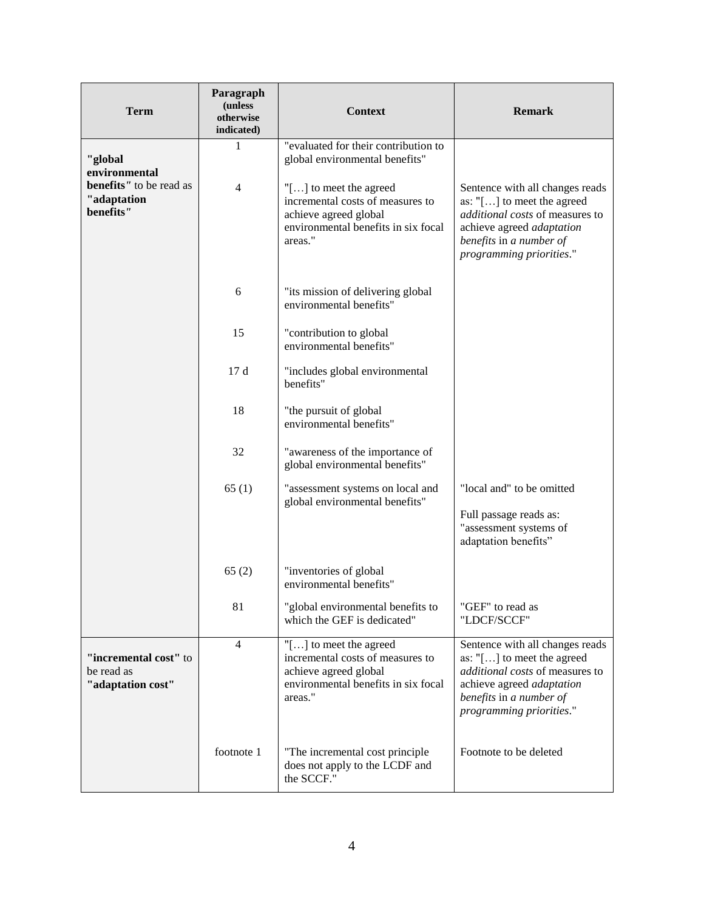| Term | Paragraph (unless otherwise indicated) | Context | Remark |
|---|---|---|---|
| **"global environmental benefits"** to be read as **"adaptation benefits"** | 1 | "evaluated for their contribution to global environmental benefits" | |
| | 4 | "[…] to meet the agreed incremental costs of measures to achieve agreed global environmental benefits in six focal areas." | Sentence with all changes reads as: "[…] to meet the agreed *additional costs* of measures to achieve agreed *adaptation benefits* in *a number of programming priorities*." |
| | 6 | "its mission of delivering global environmental benefits" | |
| | 15 | "contribution to global environmental benefits" | |
| | 17 d | "includes global environmental benefits" | |
| | 18 | "the pursuit of global environmental benefits" | |
| | 32 | "awareness of the importance of global environmental benefits" | |
| | 65 (1) | "assessment systems on local and global environmental benefits" | "local and" to be omitted<br><br>Full passage reads as: "assessment systems of adaptation benefits" |
| | 65 (2) | "inventories of global environmental benefits" | |
| | 81 | "global environmental benefits to which the GEF is dedicated" | "GEF" to read as "LDCF/SCCF" |
| **"incremental cost"** to be read as **"adaptation cost"** | 4 | "[…] to meet the agreed incremental costs of measures to achieve agreed global environmental benefits in six focal areas." | Sentence with all changes reads as: "[…] to meet the agreed *additional costs* of measures to achieve agreed *adaptation benefits* in *a number of programming priorities*." |
| | footnote 1 | "The incremental cost principle does not apply to the LCDF and the SCCF." | Footnote to be deleted |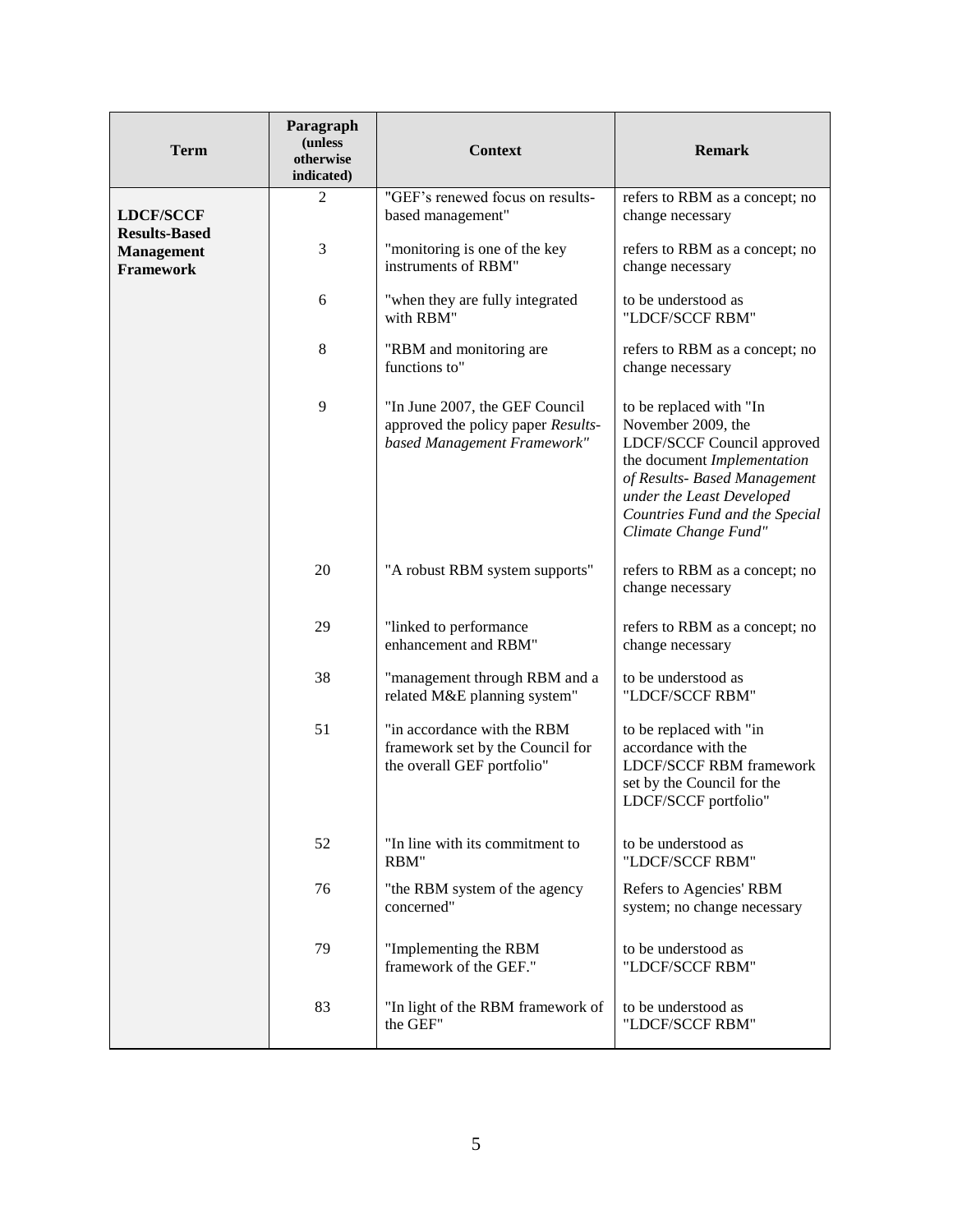| Term | Paragraph (unless otherwise indicated) | Context | Remark |
|---|---|---|---|
| **LDCF/SCCF Results-Based Management Framework** | 2 | "GEF's renewed focus on results-based management" | refers to RBM as a concept; no change necessary |
| | 3 | "monitoring is one of the key instruments of RBM" | refers to RBM as a concept; no change necessary |
| | 6 | "when they are fully integrated with RBM" | to be understood as "LDCF/SCCF RBM" |
| | 8 | "RBM and monitoring are functions to" | refers to RBM as a concept; no change necessary |
| | 9 | "In June 2007, the GEF Council approved the policy paper *Results-based Management Framework"* | to be replaced with "In November 2009, the LDCF/SCCF Council approved the document *Implementation of Results- Based Management under the Least Developed Countries Fund and the Special Climate Change Fund"* |
| | 20 | "A robust RBM system supports" | refers to RBM as a concept; no change necessary |
| | 29 | "linked to performance enhancement and RBM" | refers to RBM as a concept; no change necessary |
| | 38 | "management through RBM and a related M&E planning system" | to be understood as "LDCF/SCCF RBM" |
| | 51 | "in accordance with the RBM framework set by the Council for the overall GEF portfolio" | to be replaced with "in accordance with the LDCF/SCCF RBM framework set by the Council for the LDCF/SCCF portfolio" |
| | 52 | "In line with its commitment to RBM" | to be understood as "LDCF/SCCF RBM" |
| | 76 | "the RBM system of the agency concerned" | Refers to Agencies' RBM system; no change necessary |
| | 79 | "Implementing the RBM framework of the GEF." | to be understood as "LDCF/SCCF RBM" |
| | 83 | "In light of the RBM framework of the GEF" | to be understood as "LDCF/SCCF RBM" |